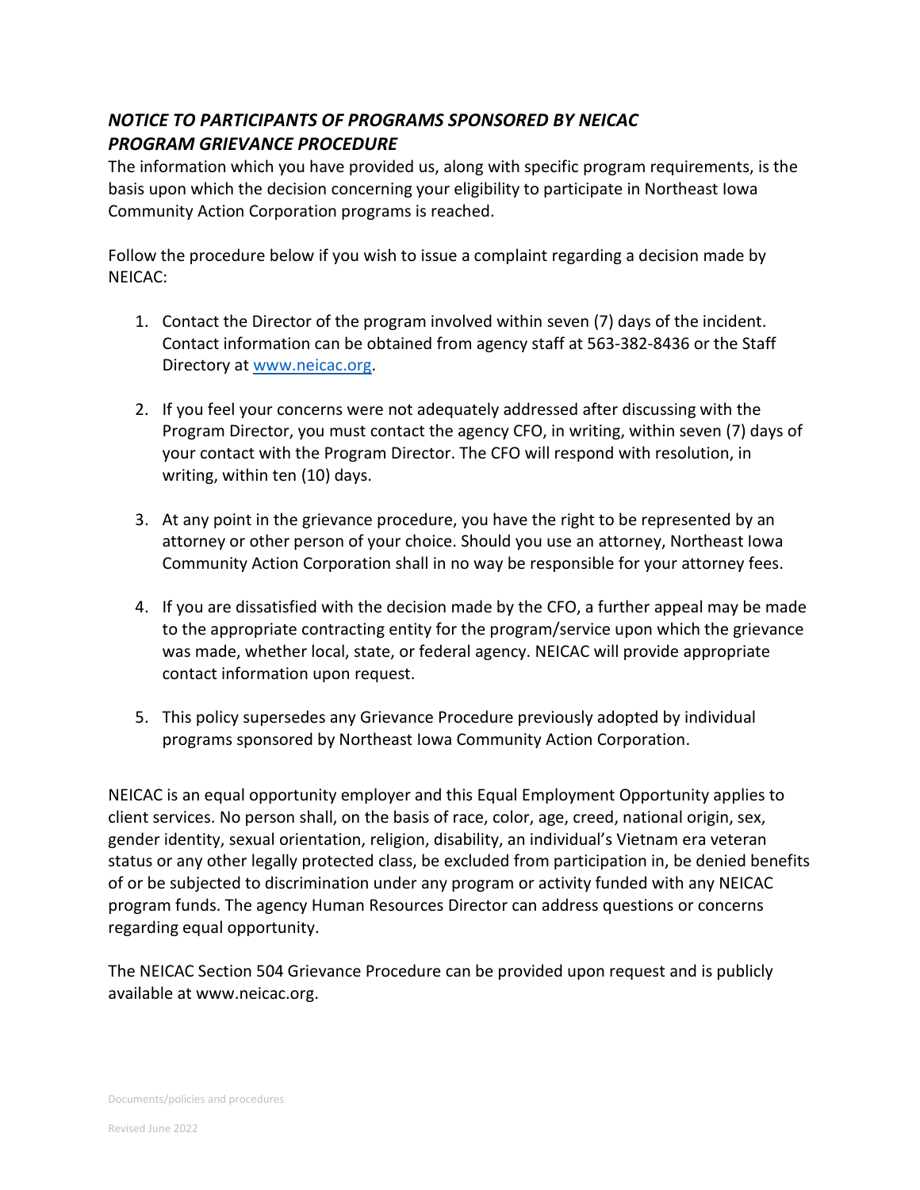## ***NOTICE TO PARTICIPANTS OF PROGRAMS SPONSORED BY NEICAC***
## ***PROGRAM GRIEVANCE PROCEDURE***

The information which you have provided us, along with specific program requirements, is the basis upon which the decision concerning your eligibility to participate in Northeast Iowa Community Action Corporation programs is reached.

Follow the procedure below if you wish to issue a complaint regarding a decision made by NEICAC:

1. Contact the Director of the program involved within seven (7) days of the incident. Contact information can be obtained from agency staff at 563-382-8436 or the Staff Directory at [www.neicac.org](http://www.neicac.org).

2. If you feel your concerns were not adequately addressed after discussing with the Program Director, you must contact the agency CFO, in writing, within seven (7) days of your contact with the Program Director. The CFO will respond with resolution, in writing, within ten (10) days.

3. At any point in the grievance procedure, you have the right to be represented by an attorney or other person of your choice. Should you use an attorney, Northeast Iowa Community Action Corporation shall in no way be responsible for your attorney fees.

4. If you are dissatisfied with the decision made by the CFO, a further appeal may be made to the appropriate contracting entity for the program/service upon which the grievance was made, whether local, state, or federal agency. NEICAC will provide appropriate contact information upon request.

5. This policy supersedes any Grievance Procedure previously adopted by individual programs sponsored by Northeast Iowa Community Action Corporation.

NEICAC is an equal opportunity employer and this Equal Employment Opportunity applies to client services. No person shall, on the basis of race, color, age, creed, national origin, sex, gender identity, sexual orientation, religion, disability, an individual's Vietnam era veteran status or any other legally protected class, be excluded from participation in, be denied benefits of or be subjected to discrimination under any program or activity funded with any NEICAC program funds. The agency Human Resources Director can address questions or concerns regarding equal opportunity.

The NEICAC Section 504 Grievance Procedure can be provided upon request and is publicly available at www.neicac.org.

Documents/policies and procedures

Revised June 2022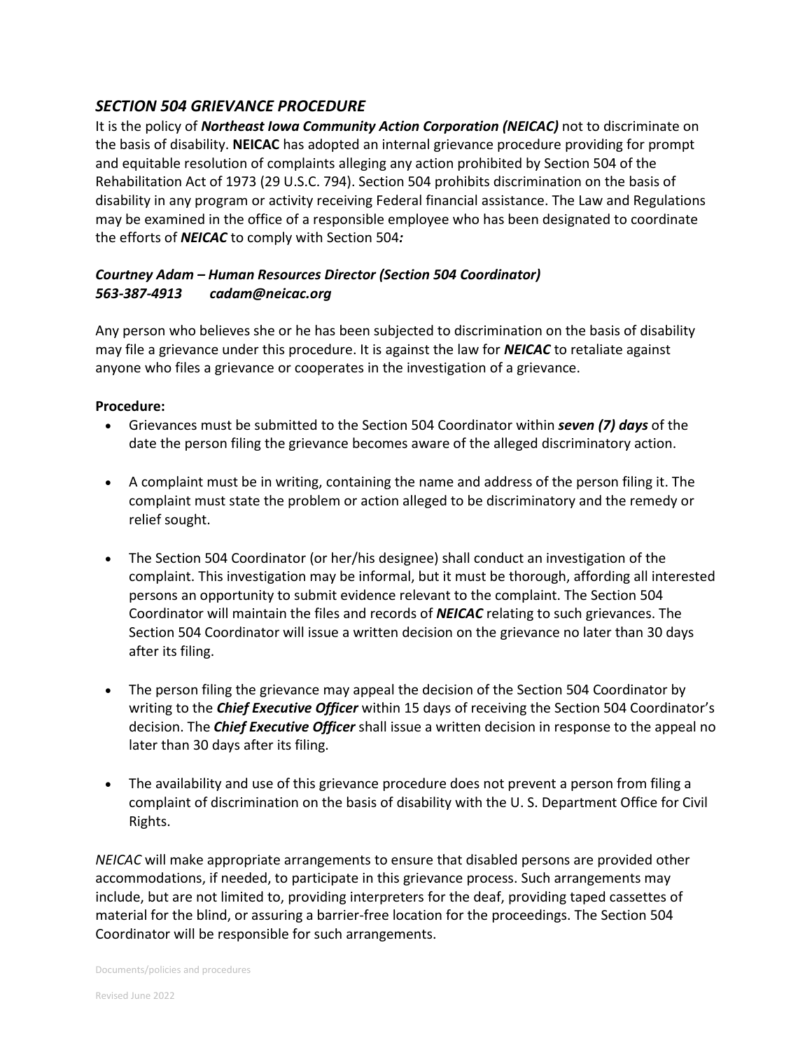## *SECTION 504 GRIEVANCE PROCEDURE*

It is the policy of ***Northeast Iowa Community Action Corporation (NEICAC)*** not to discriminate on the basis of disability. **NEICAC** has adopted an internal grievance procedure providing for prompt and equitable resolution of complaints alleging any action prohibited by Section 504 of the Rehabilitation Act of 1973 (29 U.S.C. 794). Section 504 prohibits discrimination on the basis of disability in any program or activity receiving Federal financial assistance. The Law and Regulations may be examined in the office of a responsible employee who has been designated to coordinate the efforts of ***NEICAC*** to comply with Section 504***:***

***Courtney Adam – Human Resources Director (Section 504 Coordinator)***
***563-387-4913 cadam@neicac.org***

Any person who believes she or he has been subjected to discrimination on the basis of disability may file a grievance under this procedure. It is against the law for ***NEICAC*** to retaliate against anyone who files a grievance or cooperates in the investigation of a grievance.

**Procedure:**

- Grievances must be submitted to the Section 504 Coordinator within ***seven (7) days*** of the date the person filing the grievance becomes aware of the alleged discriminatory action.

- A complaint must be in writing, containing the name and address of the person filing it. The complaint must state the problem or action alleged to be discriminatory and the remedy or relief sought.

- The Section 504 Coordinator (or her/his designee) shall conduct an investigation of the complaint. This investigation may be informal, but it must be thorough, affording all interested persons an opportunity to submit evidence relevant to the complaint. The Section 504 Coordinator will maintain the files and records of ***NEICAC*** relating to such grievances. The Section 504 Coordinator will issue a written decision on the grievance no later than 30 days after its filing.

- The person filing the grievance may appeal the decision of the Section 504 Coordinator by writing to the ***Chief Executive Officer*** within 15 days of receiving the Section 504 Coordinator's decision. The ***Chief Executive Officer*** shall issue a written decision in response to the appeal no later than 30 days after its filing.

- The availability and use of this grievance procedure does not prevent a person from filing a complaint of discrimination on the basis of disability with the U. S. Department Office for Civil Rights.

*NEICAC* will make appropriate arrangements to ensure that disabled persons are provided other accommodations, if needed, to participate in this grievance process. Such arrangements may include, but are not limited to, providing interpreters for the deaf, providing taped cassettes of material for the blind, or assuring a barrier-free location for the proceedings. The Section 504 Coordinator will be responsible for such arrangements.

Documents/policies and procedures

Revised June 2022